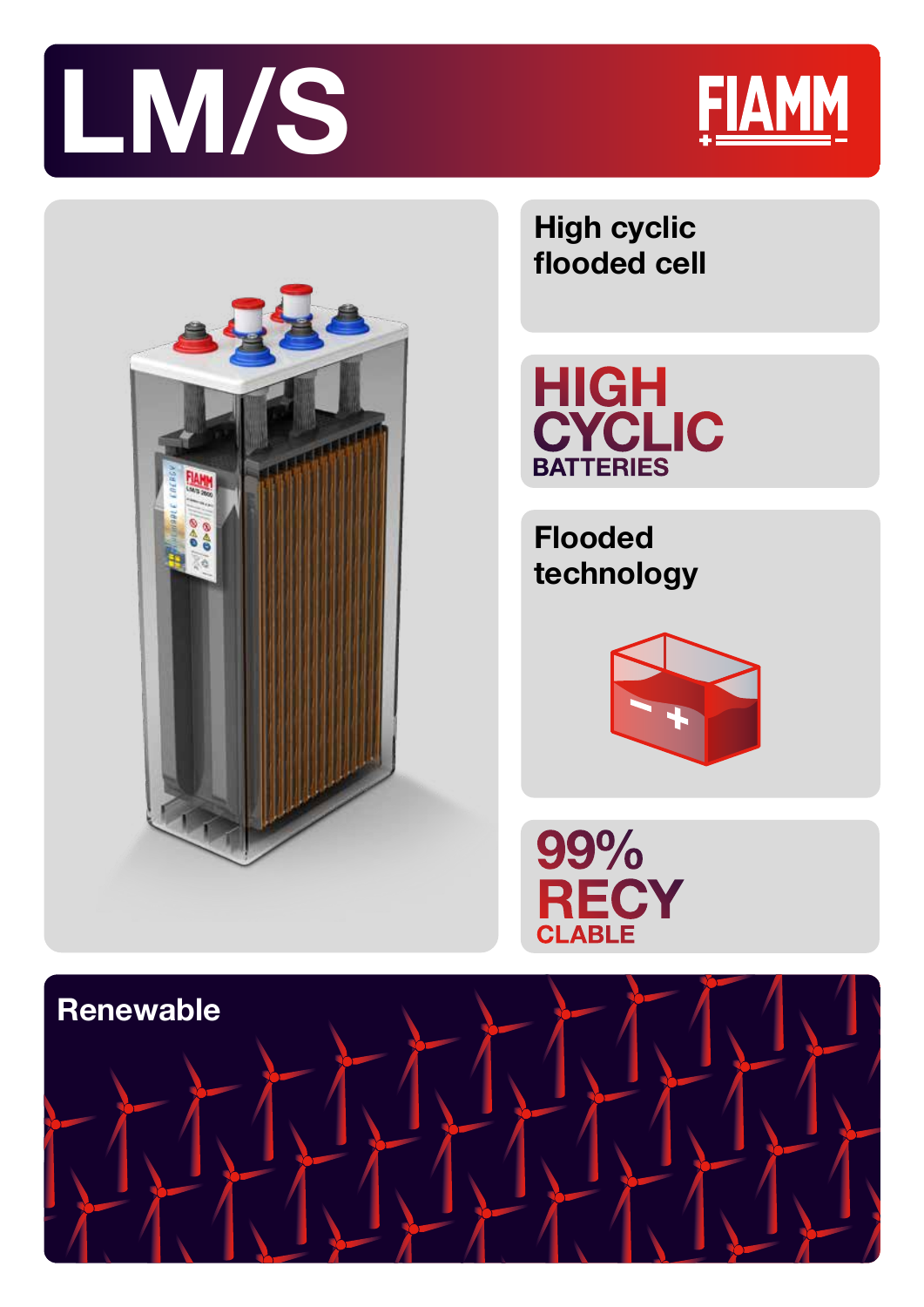# LM/S

FIAMM

High cyclic flooded cell

HIGH CYCLIC BATTERIES

Flooded technology

99% RECYCLABLE

Renewable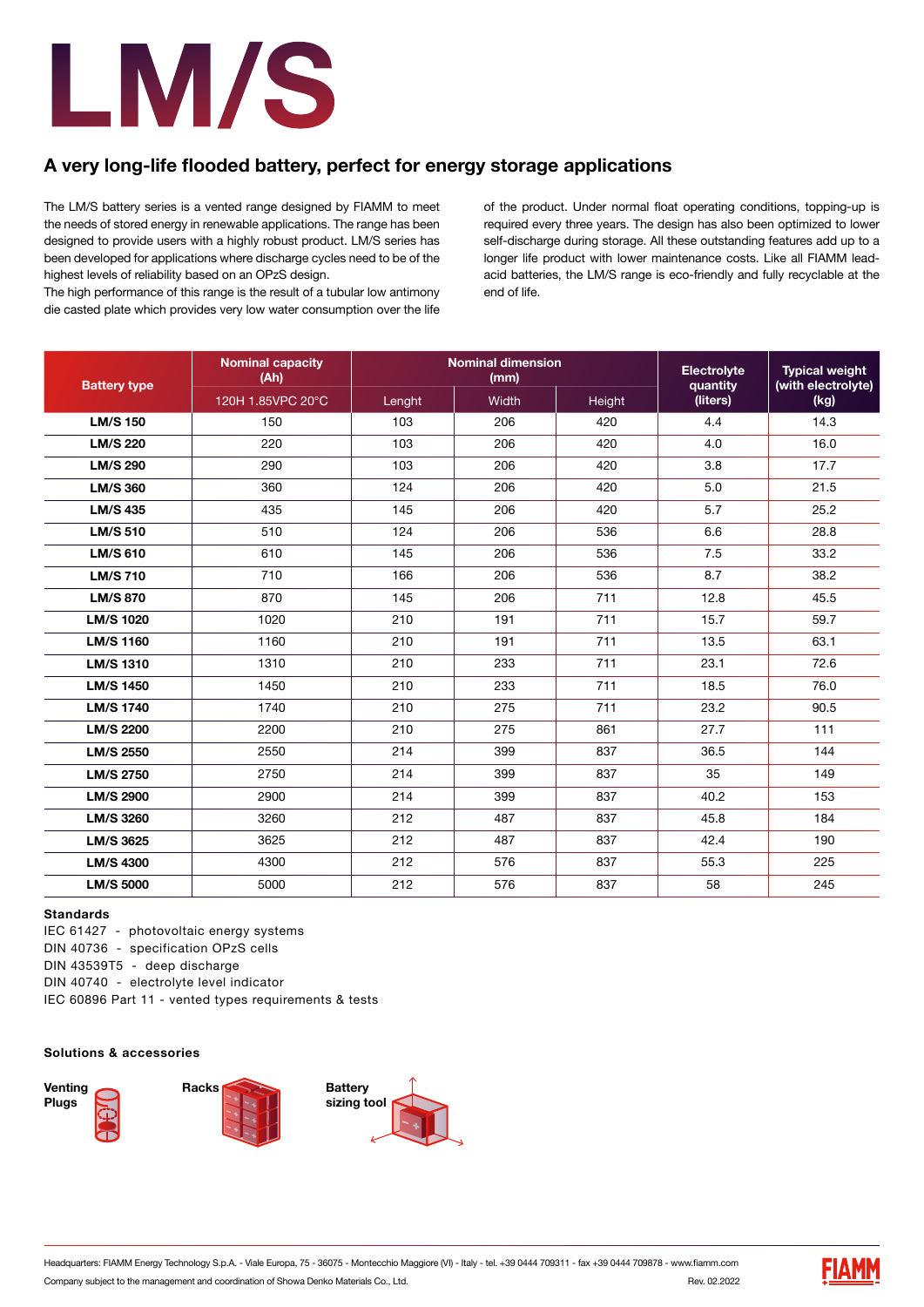# LM/S

## A very long-life flooded battery, perfect for energy storage applications

The LM/S battery series is a vented range designed by FIAMM to meet the needs of stored energy in renewable applications. The range has been designed to provide users with a highly robust product. LM/S series has been developed for applications where discharge cycles need to be of the highest levels of reliability based on an OPzS design.
The high performance of this range is the result of a tubular low antimony die casted plate which provides very low water consumption over the life of the product. Under normal float operating conditions, topping-up is required every three years. The design has also been optimized to lower self-discharge during storage. All these outstanding features add up to a longer life product with lower maintenance costs. Like all FIAMM lead-acid batteries, the LM/S range is eco-friendly and fully recyclable at the end of life.

| Battery type | Nominal capacity (Ah) | Nominal dimension (mm) | | | Electrolyte quantity (liters) | Typical weight (with electrolyte) (kg) |
|---|---|---|---|---|---|---|
| | 120H 1.85VPC 20°C | Lenght | Width | Height | | |
| **LM/S 150** | 150 | 103 | 206 | 420 | 4.4 | 14.3 |
| **LM/S 220** | 220 | 103 | 206 | 420 | 4.0 | 16.0 |
| **LM/S 290** | 290 | 103 | 206 | 420 | 3.8 | 17.7 |
| **LM/S 360** | 360 | 124 | 206 | 420 | 5.0 | 21.5 |
| **LM/S 435** | 435 | 145 | 206 | 420 | 5.7 | 25.2 |
| **LM/S 510** | 510 | 124 | 206 | 536 | 6.6 | 28.8 |
| **LM/S 610** | 610 | 145 | 206 | 536 | 7.5 | 33.2 |
| **LM/S 710** | 710 | 166 | 206 | 536 | 8.7 | 38.2 |
| **LM/S 870** | 870 | 145 | 206 | 711 | 12.8 | 45.5 |
| **LM/S 1020** | 1020 | 210 | 191 | 711 | 15.7 | 59.7 |
| **LM/S 1160** | 1160 | 210 | 191 | 711 | 13.5 | 63.1 |
| **LM/S 1310** | 1310 | 210 | 233 | 711 | 23.1 | 72.6 |
| **LM/S 1450** | 1450 | 210 | 233 | 711 | 18.5 | 76.0 |
| **LM/S 1740** | 1740 | 210 | 275 | 711 | 23.2 | 90.5 |
| **LM/S 2200** | 2200 | 210 | 275 | 861 | 27.7 | 111 |
| **LM/S 2550** | 2550 | 214 | 399 | 837 | 36.5 | 144 |
| **LM/S 2750** | 2750 | 214 | 399 | 837 | 35 | 149 |
| **LM/S 2900** | 2900 | 214 | 399 | 837 | 40.2 | 153 |
| **LM/S 3260** | 3260 | 212 | 487 | 837 | 45.8 | 184 |
| **LM/S 3625** | 3625 | 212 | 487 | 837 | 42.4 | 190 |
| **LM/S 4300** | 4300 | 212 | 576 | 837 | 55.3 | 225 |
| **LM/S 5000** | 5000 | 212 | 576 | 837 | 58 | 245 |

**Standards**

IEC 61427 - photovoltaic energy systems
DIN 40736 - specification OPzS cells
DIN 43539T5 - deep discharge
DIN 40740 - electrolyte level indicator
IEC 60896 Part 11 - vented types requirements & tests

**Solutions & accessories**

**Venting Plugs**

**Racks**

**Battery sizing tool**

Headquarters: FIAMM Energy Technology S.p.A. - Viale Europa, 75 - 36075 - Montecchio Maggiore (VI) - Italy - tel. +39 0444 709311 - fax +39 0444 709878 - www.fiamm.com
Company subject to the management and coordination of Showa Denko Materials Co., Ltd.

Rev. 02.2022